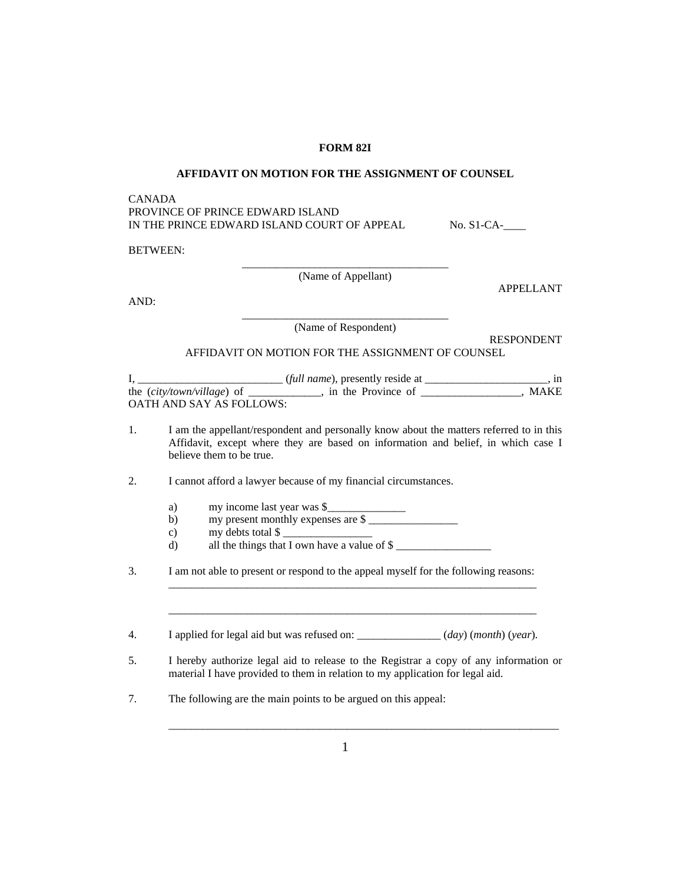**FORM 82I**

**AFFIDAVIT ON MOTION FOR THE ASSIGNMENT OF COUNSEL**

CANADA
PROVINCE OF PRINCE EDWARD ISLAND
IN THE PRINCE EDWARD ISLAND COURT OF APPEAL No. S1-CA-____

BETWEEN:

______________________________________
(Name of Appellant)

APPELLANT

AND:

______________________________________
(Name of Respondent)

RESPONDENT

AFFIDAVIT ON MOTION FOR THE ASSIGNMENT OF COUNSEL

I, __________________________ (*full name*), presently reside at ______________________, in the (*city/town/village*) of _____________, in the Province of __________________, MAKE OATH AND SAY AS FOLLOWS:

1. I am the appellant/respondent and personally know about the matters referred to in this Affidavit, except where they are based on information and belief, in which case I believe them to be true.

2. I cannot afford a lawyer because of my financial circumstances.

   a) my income last year was $______________
   b) my present monthly expenses are $ ________________
   c) my debts total $ ________________
   d) all the things that I own have a value of $ _________________

3. I am not able to present or respond to the appeal myself for the following reasons:
   ______________________________________________________________________

   ______________________________________________________________________

4. I applied for legal aid but was refused on: _______________ (*day*) (*month*) (*year*).

5. I hereby authorize legal aid to release to the Registrar a copy of any information or material I have provided to them in relation to my application for legal aid.

7. The following are the main points to be argued on this appeal:

   ________________________________________________________________________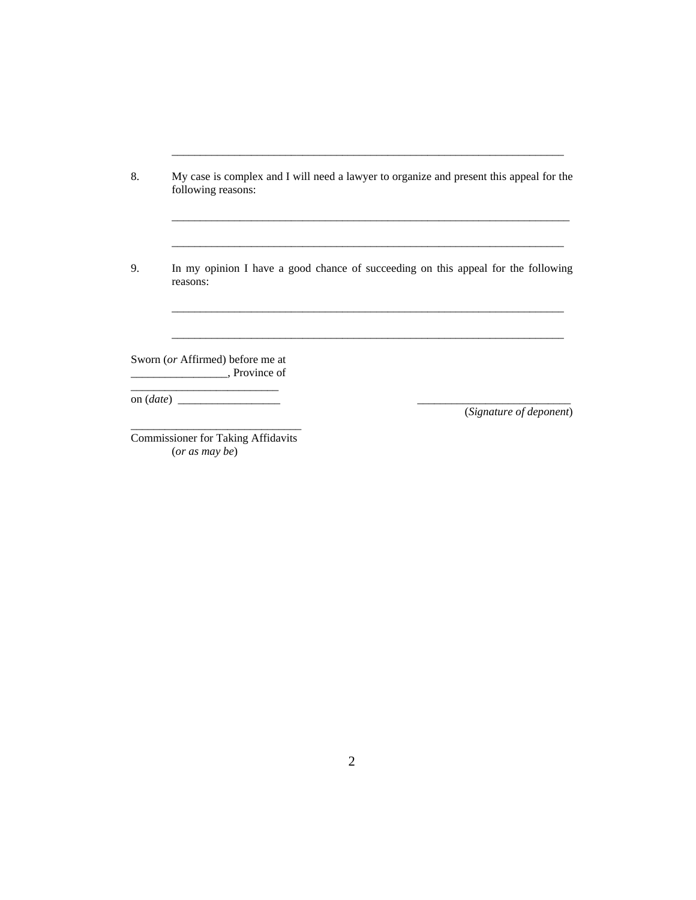______________________________________________________________________

8. My case is complex and I will need a lawyer to organize and present this appeal for the following reasons:

    ______________________________________________________________________

    ______________________________________________________________________

9. In my opinion I have a good chance of succeeding on this appeal for the following reasons:

    ______________________________________________________________________

    ______________________________________________________________________

Sworn (*or* Affirmed) before me at
_________________, Province of
__________________________
on (*date*) __________________

___________________________
(*Signature of deponent*)

______________________________
Commissioner for Taking Affidavits
(*or as may be*)